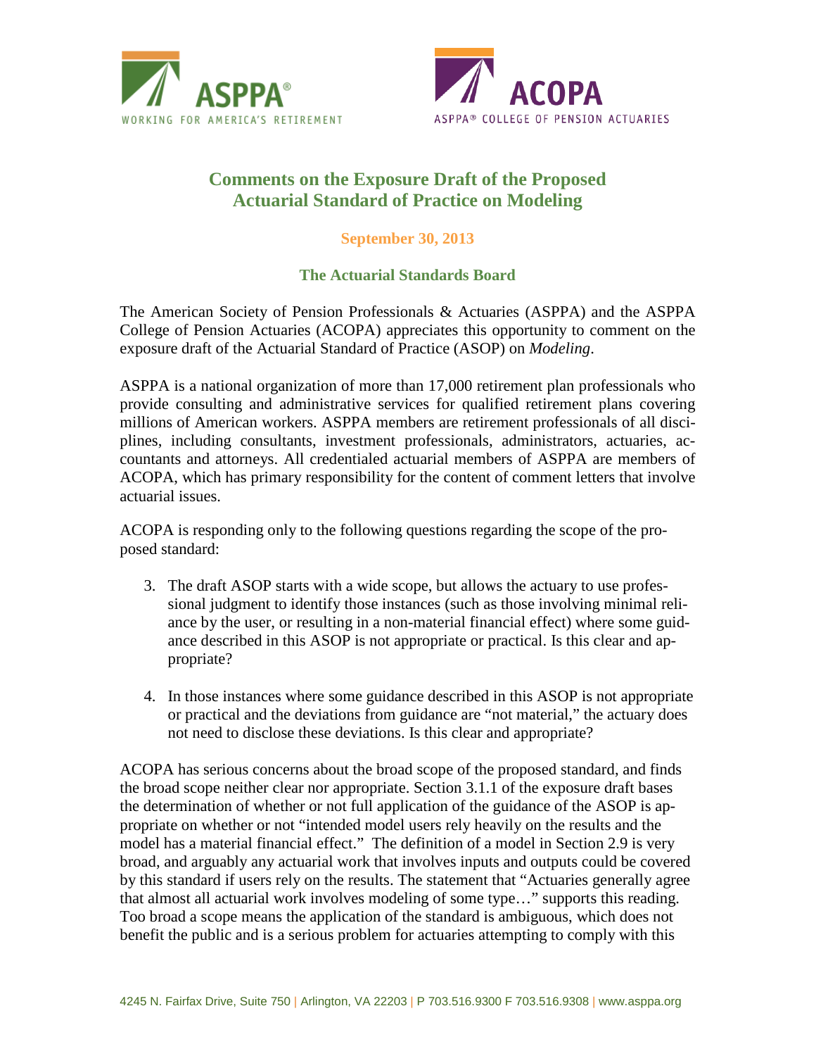ASPPA®
WORKING FOR AMERICA'S RETIREMENT

ACOPA
ASPPA® COLLEGE OF PENSION ACTUARIES

# Comments on the Exposure Draft of the Proposed Actuarial Standard of Practice on Modeling

**September 30, 2013**

**The Actuarial Standards Board**

The American Society of Pension Professionals & Actuaries (ASPPA) and the ASPPA College of Pension Actuaries (ACOPA) appreciates this opportunity to comment on the exposure draft of the Actuarial Standard of Practice (ASOP) on *Modeling*.

ASPPA is a national organization of more than 17,000 retirement plan professionals who provide consulting and administrative services for qualified retirement plans covering millions of American workers. ASPPA members are retirement professionals of all disciplines, including consultants, investment professionals, administrators, actuaries, accountants and attorneys. All credentialed actuarial members of ASPPA are members of ACOPA, which has primary responsibility for the content of comment letters that involve actuarial issues.

ACOPA is responding only to the following questions regarding the scope of the proposed standard:

3. The draft ASOP starts with a wide scope, but allows the actuary to use professional judgment to identify those instances (such as those involving minimal reliance by the user, or resulting in a non-material financial effect) where some guidance described in this ASOP is not appropriate or practical. Is this clear and appropriate?

4. In those instances where some guidance described in this ASOP is not appropriate or practical and the deviations from guidance are "not material," the actuary does not need to disclose these deviations. Is this clear and appropriate?

ACOPA has serious concerns about the broad scope of the proposed standard, and finds the broad scope neither clear nor appropriate. Section 3.1.1 of the exposure draft bases the determination of whether or not full application of the guidance of the ASOP is appropriate on whether or not "intended model users rely heavily on the results and the model has a material financial effect." The definition of a model in Section 2.9 is very broad, and arguably any actuarial work that involves inputs and outputs could be covered by this standard if users rely on the results. The statement that "Actuaries generally agree that almost all actuarial work involves modeling of some type…" supports this reading. Too broad a scope means the application of the standard is ambiguous, which does not benefit the public and is a serious problem for actuaries attempting to comply with this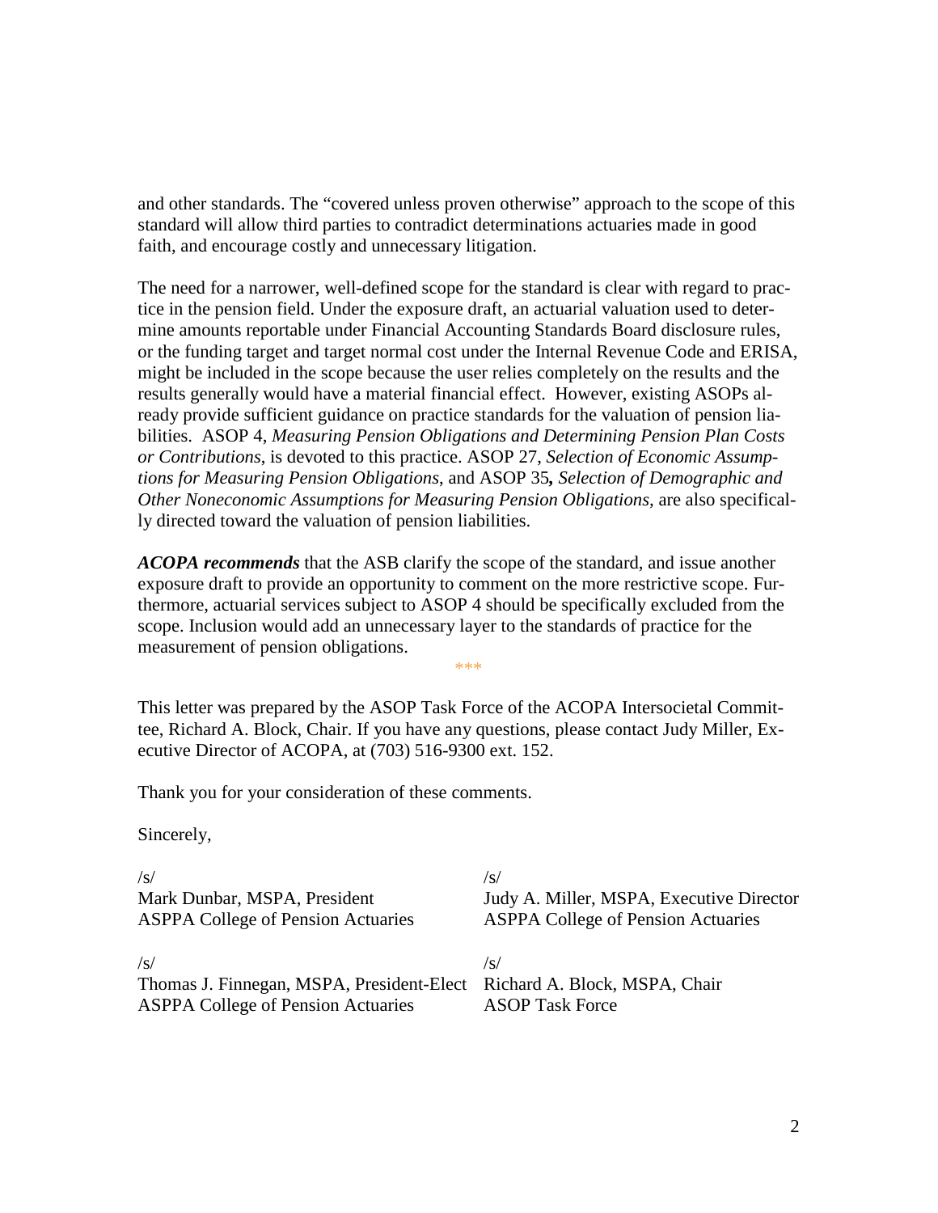and other standards. The "covered unless proven otherwise" approach to the scope of this standard will allow third parties to contradict determinations actuaries made in good faith, and encourage costly and unnecessary litigation.

The need for a narrower, well-defined scope for the standard is clear with regard to practice in the pension field. Under the exposure draft, an actuarial valuation used to determine amounts reportable under Financial Accounting Standards Board disclosure rules, or the funding target and target normal cost under the Internal Revenue Code and ERISA, might be included in the scope because the user relies completely on the results and the results generally would have a material financial effect. However, existing ASOPs already provide sufficient guidance on practice standards for the valuation of pension liabilities. ASOP 4, *Measuring Pension Obligations and Determining Pension Plan Costs or Contributions*, is devoted to this practice. ASOP 27, *Selection of Economic Assumptions for Measuring Pension Obligations*, and ASOP 35**,** *Selection of Demographic and Other Noneconomic Assumptions for Measuring Pension Obligations*, are also specifically directed toward the valuation of pension liabilities.

***ACOPA recommends*** that the ASB clarify the scope of the standard, and issue another exposure draft to provide an opportunity to comment on the more restrictive scope. Furthermore, actuarial services subject to ASOP 4 should be specifically excluded from the scope. Inclusion would add an unnecessary layer to the standards of practice for the measurement of pension obligations.

***

This letter was prepared by the ASOP Task Force of the ACOPA Intersocietal Committee, Richard A. Block, Chair. If you have any questions, please contact Judy Miller, Executive Director of ACOPA, at (703) 516-9300 ext. 152.

Thank you for your consideration of these comments.

Sincerely,

/s/
Mark Dunbar, MSPA, President
ASPPA College of Pension Actuaries

/s/
Judy A. Miller, MSPA, Executive Director
ASPPA College of Pension Actuaries

/s/
Thomas J. Finnegan, MSPA, President-Elect
ASPPA College of Pension Actuaries

/s/
Richard A. Block, MSPA, Chair
ASOP Task Force